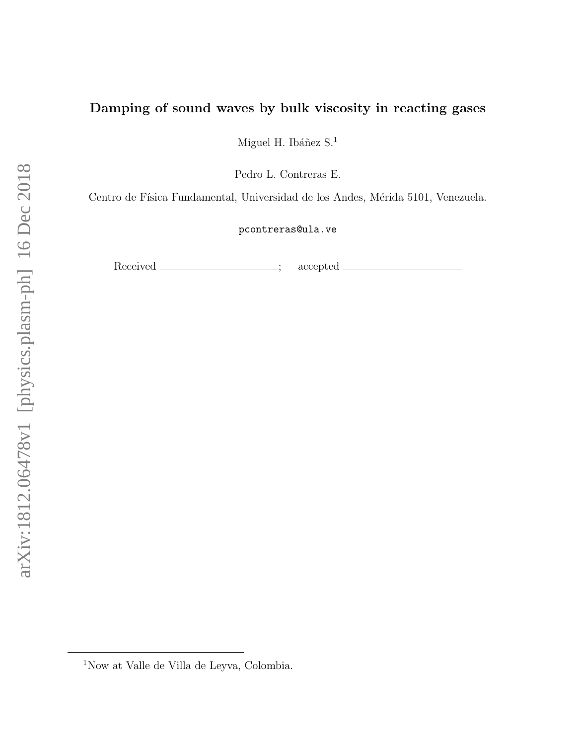# Damping of sound waves by bulk viscosity in reacting gases

Miguel H. Ibáñez S.[1]

Pedro L. Contreras E.

Centro de Física Fundamental, Universidad de los Andes, Mérida 5101, Venezuela.

pcontreras@ula.ve

Received ____________________; accepted ____________________

[1] Now at Valle de Villa de Leyva, Colombia.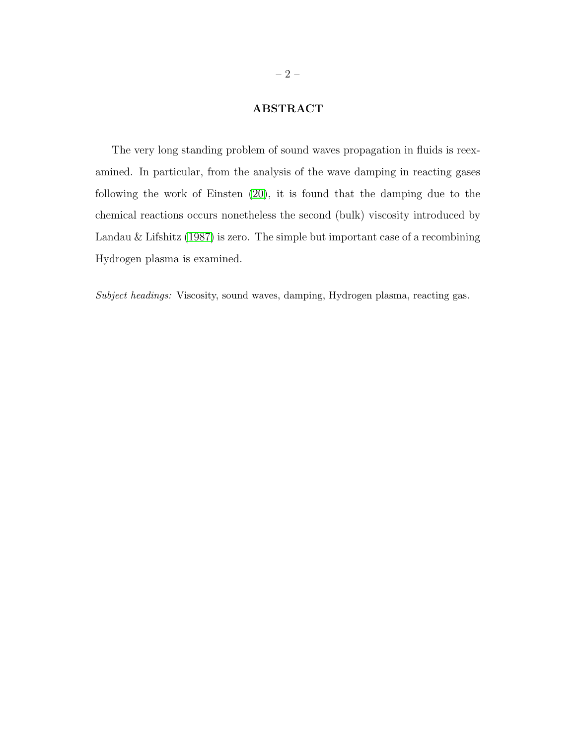## ABSTRACT

The very long standing problem of sound waves propagation in fluids is reexamined. In particular, from the analysis of the wave damping in reacting gases following the work of Einsten (20), it is found that the damping due to the chemical reactions occurs nonetheless the second (bulk) viscosity introduced by Landau & Lifshitz (1987) is zero. The simple but important case of a recombining Hydrogen plasma is examined.

*Subject headings:* Viscosity, sound waves, damping, Hydrogen plasma, reacting gas.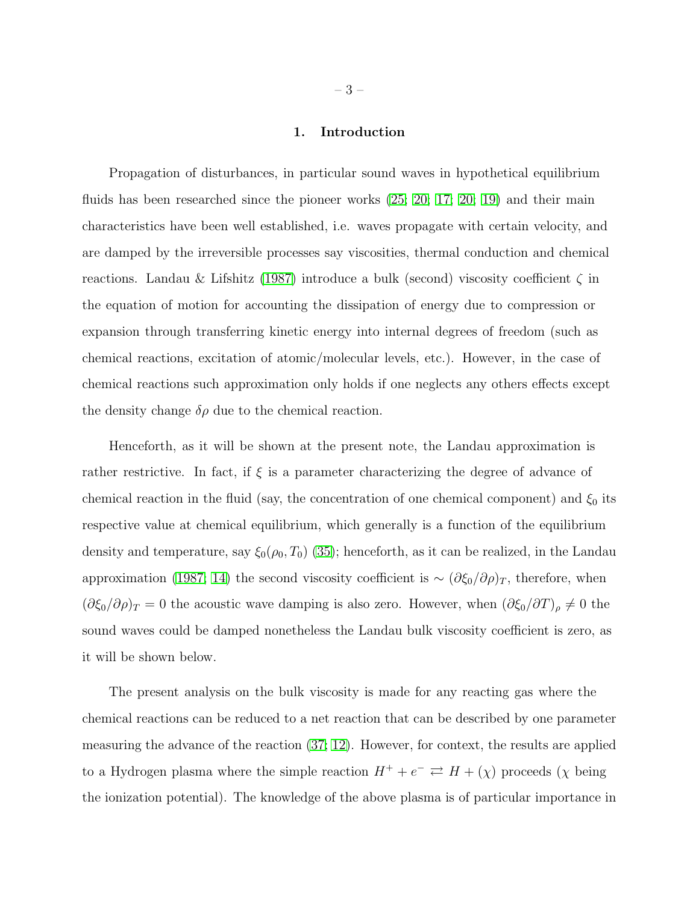## 1. Introduction

Propagation of disturbances, in particular sound waves in hypothetical equilibrium fluids has been researched since the pioneer works (25; 20; 17; 20; 19) and their main characteristics have been well established, i.e. waves propagate with certain velocity, and are damped by the irreversible processes say viscosities, thermal conduction and chemical reactions. Landau & Lifshitz (1987) introduce a bulk (second) viscosity coefficient $\zeta$ in the equation of motion for accounting the dissipation of energy due to compression or expansion through transferring kinetic energy into internal degrees of freedom (such as chemical reactions, excitation of atomic/molecular levels, etc.). However, in the case of chemical reactions such approximation only holds if one neglects any others effects except the density change $\delta\rho$ due to the chemical reaction.

Henceforth, as it will be shown at the present note, the Landau approximation is rather restrictive. In fact, if $\xi$ is a parameter characterizing the degree of advance of chemical reaction in the fluid (say, the concentration of one chemical component) and $\xi_0$ its respective value at chemical equilibrium, which generally is a function of the equilibrium density and temperature, say $\xi_0(\rho_0, T_0)$ (35); henceforth, as it can be realized, in the Landau approximation (1987; 14) the second viscosity coefficient is $\sim (\partial\xi_0/\partial\rho)_T$, therefore, when $(\partial\xi_0/\partial\rho)_T = 0$ the acoustic wave damping is also zero. However, when $(\partial\xi_0/\partial T)_\rho \neq 0$ the sound waves could be damped nonetheless the Landau bulk viscosity coefficient is zero, as it will be shown below.

The present analysis on the bulk viscosity is made for any reacting gas where the chemical reactions can be reduced to a net reaction that can be described by one parameter measuring the advance of the reaction (37; 12). However, for context, the results are applied to a Hydrogen plasma where the simple reaction $H^+ + e^- \rightleftarrows H + (\chi)$ proceeds ($\chi$ being the ionization potential). The knowledge of the above plasma is of particular importance in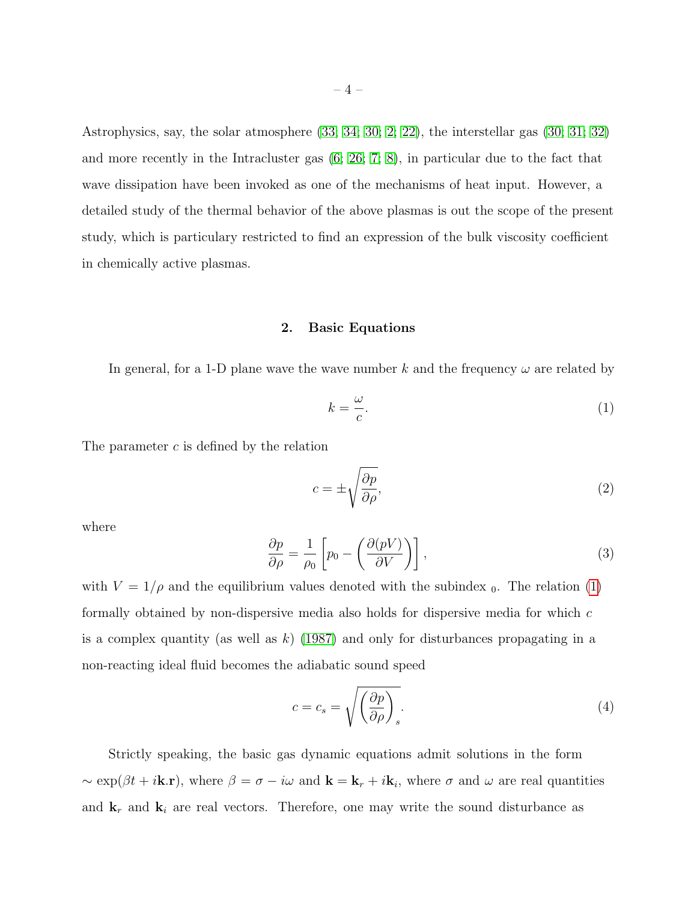Astrophysics, say, the solar atmosphere ([33; 34; 30; 2; 22]), the interstellar gas ([30; 31; 32]) and more recently in the Intracluster gas ([6; 26; 7; 8]), in particular due to the fact that wave dissipation have been invoked as one of the mechanisms of heat input. However, a detailed study of the thermal behavior of the above plasmas is out the scope of the present study, which is particulary restricted to find an expression of the bulk viscosity coefficient in chemically active plasmas.

## 2. Basic Equations

In general, for a 1-D plane wave the wave number $k$ and the frequency $\omega$ are related by

$$k = \frac{\omega}{c}. \tag{1}$$

The parameter $c$ is defined by the relation

$$c = \pm\sqrt{\frac{\partial p}{\partial \rho}}, \tag{2}$$

where

$$\frac{\partial p}{\partial \rho} = \frac{1}{\rho_0}\left[p_0 - \left(\frac{\partial (pV)}{\partial V}\right)\right], \tag{3}$$

with $V = 1/\rho$ and the equilibrium values denoted with the subindex $_0$. The relation (1) formally obtained by non-dispersive media also holds for dispersive media for which $c$ is a complex quantity (as well as $k$) (1987) and only for disturbances propagating in a non-reacting ideal fluid becomes the adiabatic sound speed

$$c = c_s = \sqrt{\left(\frac{\partial p}{\partial \rho}\right)_s}. \tag{4}$$

Strictly speaking, the basic gas dynamic equations admit solutions in the form $\sim \exp(\beta t + i\mathbf{k}.\mathbf{r})$, where $\beta = \sigma - i\omega$ and $\mathbf{k} = \mathbf{k}_r + i\mathbf{k}_i$, where $\sigma$ and $\omega$ are real quantities and $\mathbf{k}_r$ and $\mathbf{k}_i$ are real vectors. Therefore, one may write the sound disturbance as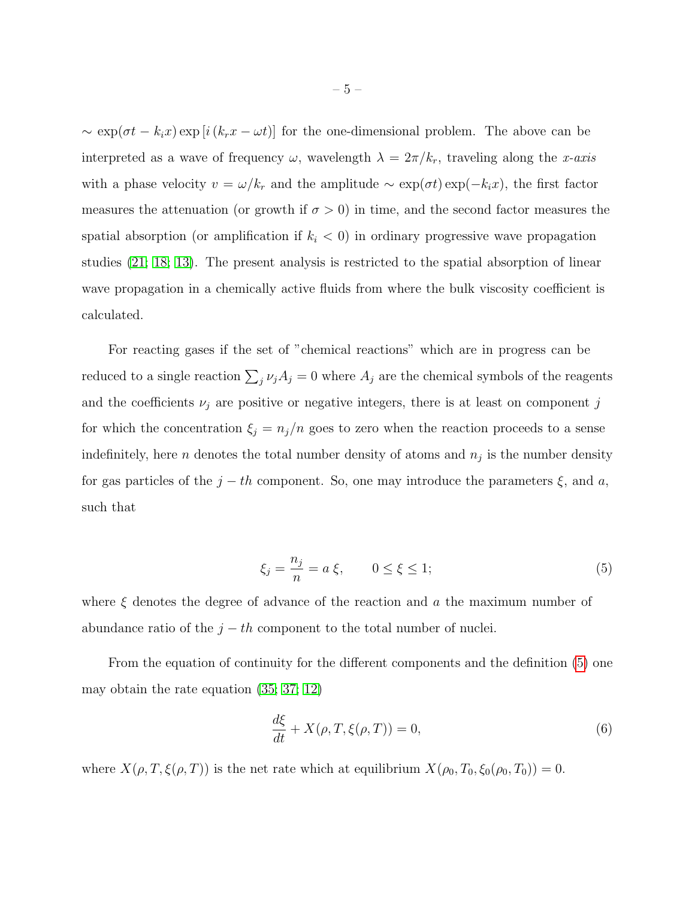$\sim \exp(\sigma t - k_i x) \exp\left[i\left(k_r x - \omega t\right)\right]$ for the one-dimensional problem. The above can be interpreted as a wave of frequency $\omega$, wavelength $\lambda = 2\pi/k_r$, traveling along the *x-axis* with a phase velocity $v = \omega/k_r$ and the amplitude $\sim \exp(\sigma t)\exp(-k_i x)$, the first factor measures the attenuation (or growth if $\sigma > 0$) in time, and the second factor measures the spatial absorption (or amplification if $k_i < 0$) in ordinary progressive wave propagation studies (21; 18; 13). The present analysis is restricted to the spatial absorption of linear wave propagation in a chemically active fluids from where the bulk viscosity coefficient is calculated.

For reacting gases if the set of "chemical reactions" which are in progress can be reduced to a single reaction $\sum_j \nu_j A_j = 0$ where $A_j$ are the chemical symbols of the reagents and the coefficients $\nu_j$ are positive or negative integers, there is at least on component $j$ for which the concentration $\xi_j = n_j/n$ goes to zero when the reaction proceeds to a sense indefinitely, here $n$ denotes the total number density of atoms and $n_j$ is the number density for gas particles of the $j-th$ component. So, one may introduce the parameters $\xi$, and $a$, such that

$$\xi_j = \frac{n_j}{n} = a\,\xi, \qquad 0 \leq \xi \leq 1; \tag{5}$$

where $\xi$ denotes the degree of advance of the reaction and $a$ the maximum number of abundance ratio of the $j-th$ component to the total number of nuclei.

From the equation of continuity for the different components and the definition (5) one may obtain the rate equation (35; 37; 12)

$$\frac{d\xi}{dt} + X(\rho, T, \xi(\rho, T)) = 0, \tag{6}$$

where $X(\rho, T, \xi(\rho, T))$ is the net rate which at equilibrium $X(\rho_0, T_0, \xi_0(\rho_0, T_0)) = 0$.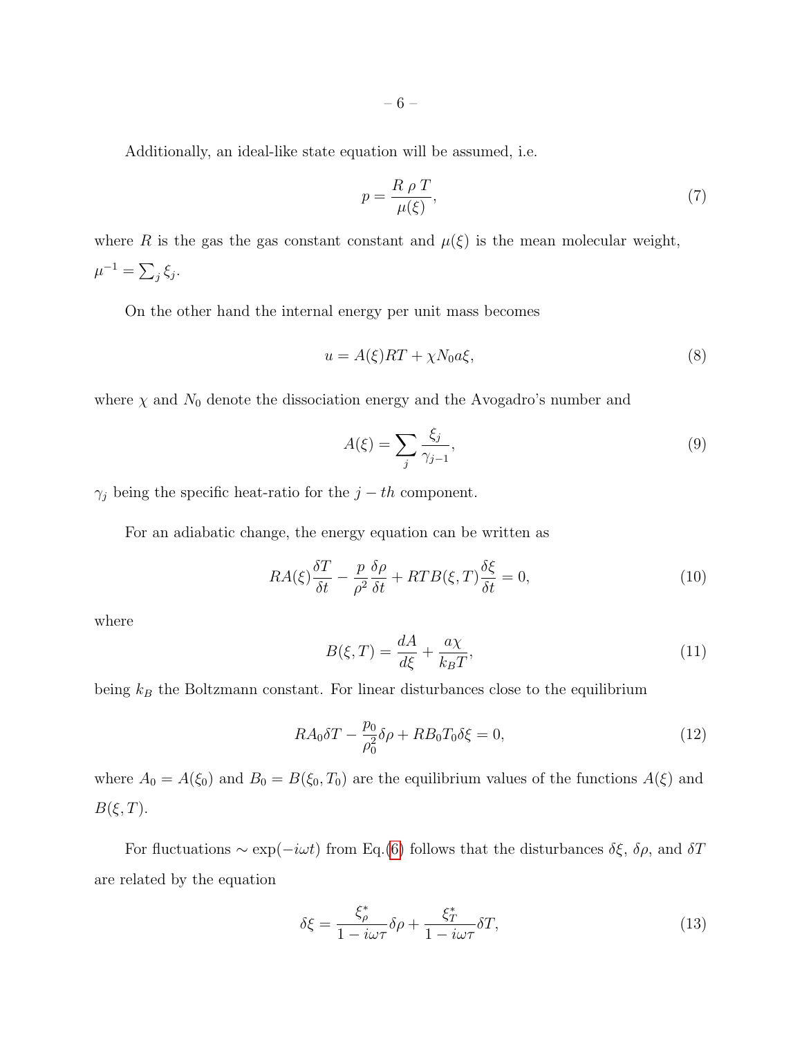Additionally, an ideal-like state equation will be assumed, i.e.

$$p = \frac{R\,\rho\,T}{\mu(\xi)}, \tag{7}$$

where $R$ is the gas the gas constant constant and $\mu(\xi)$ is the mean molecular weight, $\mu^{-1} = \sum_j \xi_j$.

On the other hand the internal energy per unit mass becomes

$$u = A(\xi)RT + \chi N_0 a \xi, \tag{8}$$

where $\chi$ and $N_0$ denote the dissociation energy and the Avogadro's number and

$$A(\xi) = \sum_j \frac{\xi_j}{\gamma_{j-1}}, \tag{9}$$

$\gamma_j$ being the specific heat-ratio for the $j-th$ component.

For an adiabatic change, the energy equation can be written as

$$RA(\xi)\frac{\delta T}{\delta t} - \frac{p}{\rho^2}\frac{\delta \rho}{\delta t} + RTB(\xi, T)\frac{\delta \xi}{\delta t} = 0, \tag{10}$$

where

$$B(\xi, T) = \frac{dA}{d\xi} + \frac{a\chi}{k_B T}, \tag{11}$$

being $k_B$ the Boltzmann constant. For linear disturbances close to the equilibrium

$$RA_0\delta T - \frac{p_0}{\rho_0^2}\delta\rho + RB_0T_0\delta\xi = 0, \tag{12}$$

where $A_0 = A(\xi_0)$ and $B_0 = B(\xi_0, T_0)$ are the equilibrium values of the functions $A(\xi)$ and $B(\xi, T)$.

For fluctuations $\sim \exp(-i\omega t)$ from Eq.(6) follows that the disturbances $\delta\xi$, $\delta\rho$, and $\delta T$ are related by the equation

$$\delta\xi = \frac{\xi_\rho^*}{1 - i\omega\tau}\delta\rho + \frac{\xi_T^*}{1 - i\omega\tau}\delta T, \tag{13}$$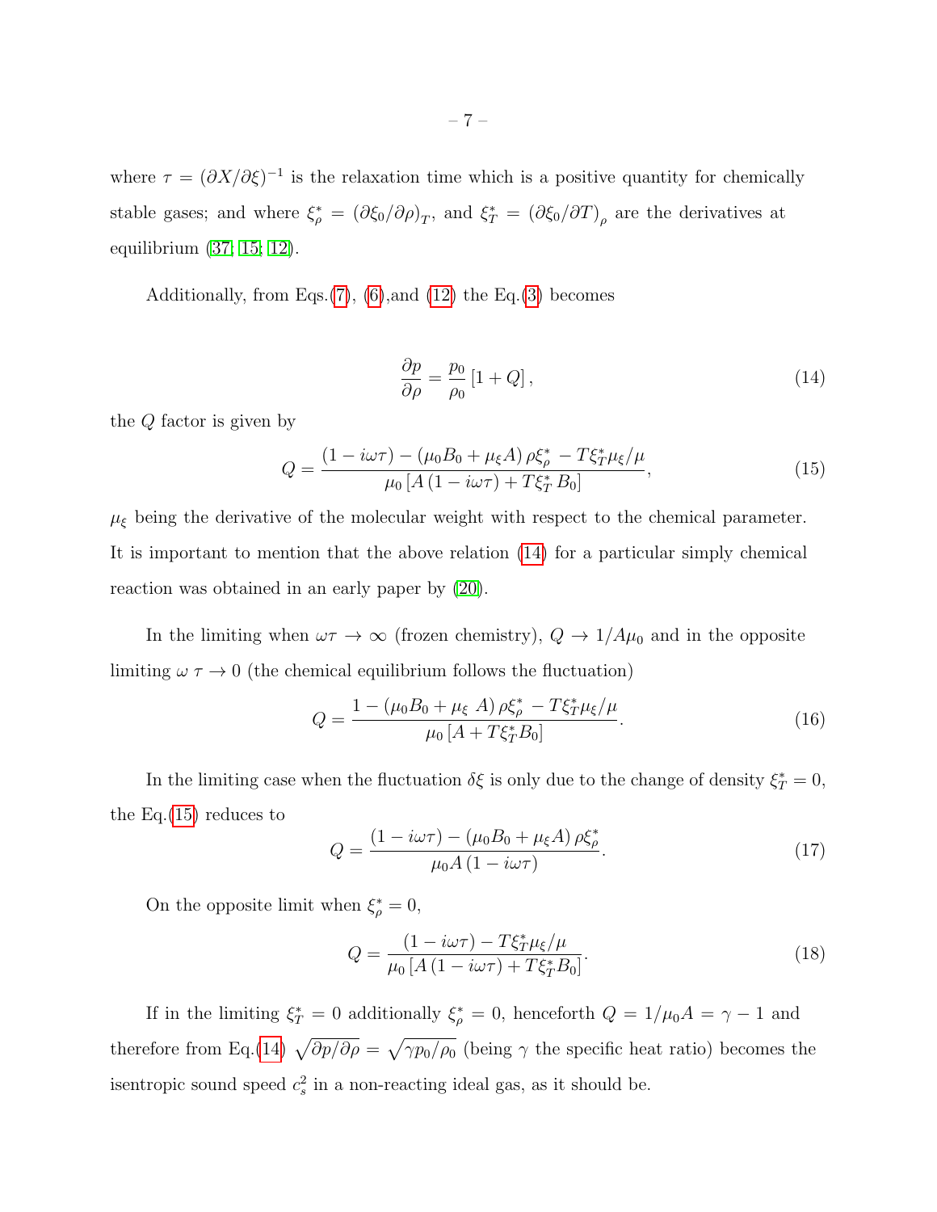where $\tau = (\partial X/\partial \xi)^{-1}$ is the relaxation time which is a positive quantity for chemically stable gases; and where $\xi_\rho^* = (\partial \xi_0/\partial \rho)_T$, and $\xi_T^* = (\partial \xi_0/\partial T)_\rho$ are the derivatives at equilibrium (37; 15; 12).

Additionally, from Eqs.(7), (6),and (12) the Eq.(3) becomes

$$\frac{\partial p}{\partial \rho} = \frac{p_0}{\rho_0}\left[1+Q\right], \tag{14}$$

the $Q$ factor is given by

$$Q = \frac{(1-i\omega\tau) - (\mu_0 B_0 + \mu_\xi A)\,\rho\xi_\rho^* - T\xi_T^*\mu_\xi/\mu}{\mu_0\left[A\,(1-i\omega\tau) + T\xi_T^* B_0\right]}, \tag{15}$$

$\mu_\xi$ being the derivative of the molecular weight with respect to the chemical parameter. It is important to mention that the above relation (14) for a particular simply chemical reaction was obtained in an early paper by (20).

In the limiting when $\omega\tau \to \infty$ (frozen chemistry), $Q \to 1/A\mu_0$ and in the opposite limiting $\omega\,\tau \to 0$ (the chemical equilibrium follows the fluctuation)

$$Q = \frac{1 - (\mu_0 B_0 + \mu_\xi\;A)\,\rho\xi_\rho^* - T\xi_T^*\mu_\xi/\mu}{\mu_0\left[A + T\xi_T^* B_0\right]}. \tag{16}$$

In the limiting case when the fluctuation $\delta\xi$ is only due to the change of density $\xi_T^* = 0$, the Eq.(15) reduces to

$$Q = \frac{(1-i\omega\tau) - (\mu_0 B_0 + \mu_\xi A)\,\rho\xi_\rho^*}{\mu_0 A\,(1-i\omega\tau)}. \tag{17}$$

On the opposite limit when $\xi_\rho^* = 0$,

$$Q = \frac{(1-i\omega\tau) - T\xi_T^*\mu_\xi/\mu}{\mu_0\left[A\,(1-i\omega\tau) + T\xi_T^* B_0\right]}. \tag{18}$$

If in the limiting $\xi_T^* = 0$ additionally $\xi_\rho^* = 0$, henceforth $Q = 1/\mu_0 A = \gamma - 1$ and therefore from Eq.(14) $\sqrt{\partial p/\partial \rho} = \sqrt{\gamma p_0/\rho_0}$ (being $\gamma$ the specific heat ratio) becomes the isentropic sound speed $c_s^2$ in a non-reacting ideal gas, as it should be.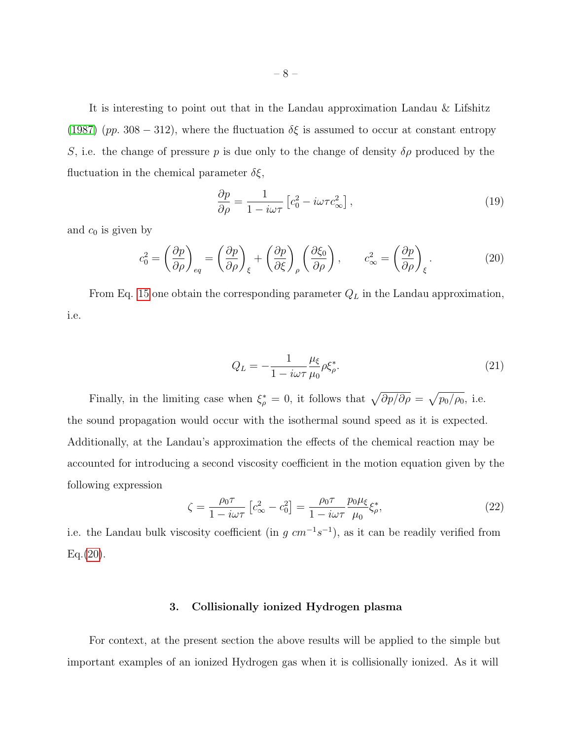It is interesting to point out that in the Landau approximation Landau & Lifshitz (1987) (*pp*. 308 − 312), where the fluctuation $\delta\xi$ is assumed to occur at constant entropy $S$, i.e. the change of pressure $p$ is due only to the change of density $\delta\rho$ produced by the fluctuation in the chemical parameter $\delta\xi$,

$$\frac{\partial p}{\partial \rho} = \frac{1}{1 - i\omega\tau}\left[c_0^2 - i\omega\tau c_\infty^2\right], \tag{19}$$

and $c_0$ is given by

$$c_0^2 = \left(\frac{\partial p}{\partial \rho}\right)_{eq} = \left(\frac{\partial p}{\partial \rho}\right)_{\xi} + \left(\frac{\partial p}{\partial \xi}\right)_{\rho}\left(\frac{\partial \xi_0}{\partial \rho}\right), \qquad c_\infty^2 = \left(\frac{\partial p}{\partial \rho}\right)_{\xi}. \tag{20}$$

From Eq. 15 one obtain the corresponding parameter $Q_L$ in the Landau approximation, i.e.

$$Q_L = -\frac{1}{1 - i\omega\tau}\frac{\mu_\xi}{\mu_0}\rho\xi_\rho^*. \tag{21}$$

Finally, in the limiting case when $\xi_\rho^* = 0$, it follows that $\sqrt{\partial p/\partial \rho} = \sqrt{p_0/\rho_0}$, i.e. the sound propagation would occur with the isothermal sound speed as it is expected. Additionally, at the Landau's approximation the effects of the chemical reaction may be accounted for introducing a second viscosity coefficient in the motion equation given by the following expression

$$\zeta = \frac{\rho_0\tau}{1 - i\omega\tau}\left[c_\infty^2 - c_0^2\right] = \frac{\rho_0\tau}{1 - i\omega\tau}\frac{p_0\mu_\xi}{\mu_0}\xi_\rho^*, \tag{22}$$

i.e. the Landau bulk viscosity coefficient (in $g\ cm^{-1}s^{-1}$), as it can be readily verified from Eq.(20).

## 3. Collisionally ionized Hydrogen plasma

For context, at the present section the above results will be applied to the simple but important examples of an ionized Hydrogen gas when it is collisionally ionized. As it will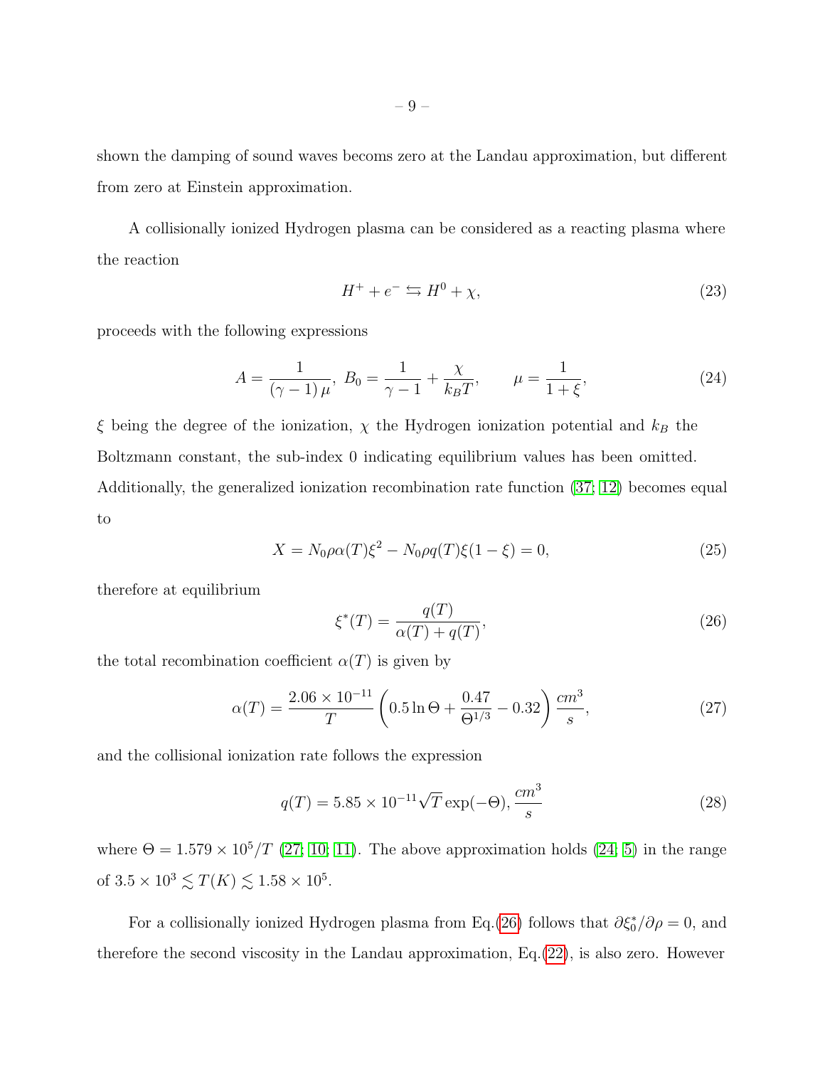shown the damping of sound waves becoms zero at the Landau approximation, but different from zero at Einstein approximation.

A collisionally ionized Hydrogen plasma can be considered as a reacting plasma where the reaction

$$H^{+} + e^{-} \leftrightarrows H^{0} + \chi, \tag{23}$$

proceeds with the following expressions

$$A = \frac{1}{(\gamma - 1)\,\mu},\ B_0 = \frac{1}{\gamma - 1} + \frac{\chi}{k_B T}, \qquad \mu = \frac{1}{1+\xi}, \tag{24}$$

$\xi$ being the degree of the ionization, $\chi$ the Hydrogen ionization potential and $k_B$ the Boltzmann constant, the sub-index 0 indicating equilibrium values has been omitted. Additionally, the generalized ionization recombination rate function (37; 12) becomes equal to

$$X = N_0 \rho \alpha(T) \xi^2 - N_0 \rho q(T) \xi (1-\xi) = 0, \tag{25}$$

therefore at equilibrium

$$\xi^{*}(T) = \frac{q(T)}{\alpha(T) + q(T)}, \tag{26}$$

the total recombination coefficient $\alpha(T)$ is given by

$$\alpha(T) = \frac{2.06 \times 10^{-11}}{T} \left( 0.5 \ln \Theta + \frac{0.47}{\Theta^{1/3}} - 0.32 \right) \frac{cm^3}{s}, \tag{27}$$

and the collisional ionization rate follows the expression

$$q(T) = 5.85 \times 10^{-11} \sqrt{T} \exp(-\Theta), \frac{cm^3}{s} \tag{28}$$

where $\Theta = 1.579 \times 10^5 / T$ (27; 10; 11). The above approximation holds (24; 5) in the range of $3.5 \times 10^3 \lesssim T(K) \lesssim 1.58 \times 10^5$.

For a collisionally ionized Hydrogen plasma from Eq.(26) follows that $\partial \xi_0^{*} / \partial \rho = 0$, and therefore the second viscosity in the Landau approximation, Eq.(22), is also zero. However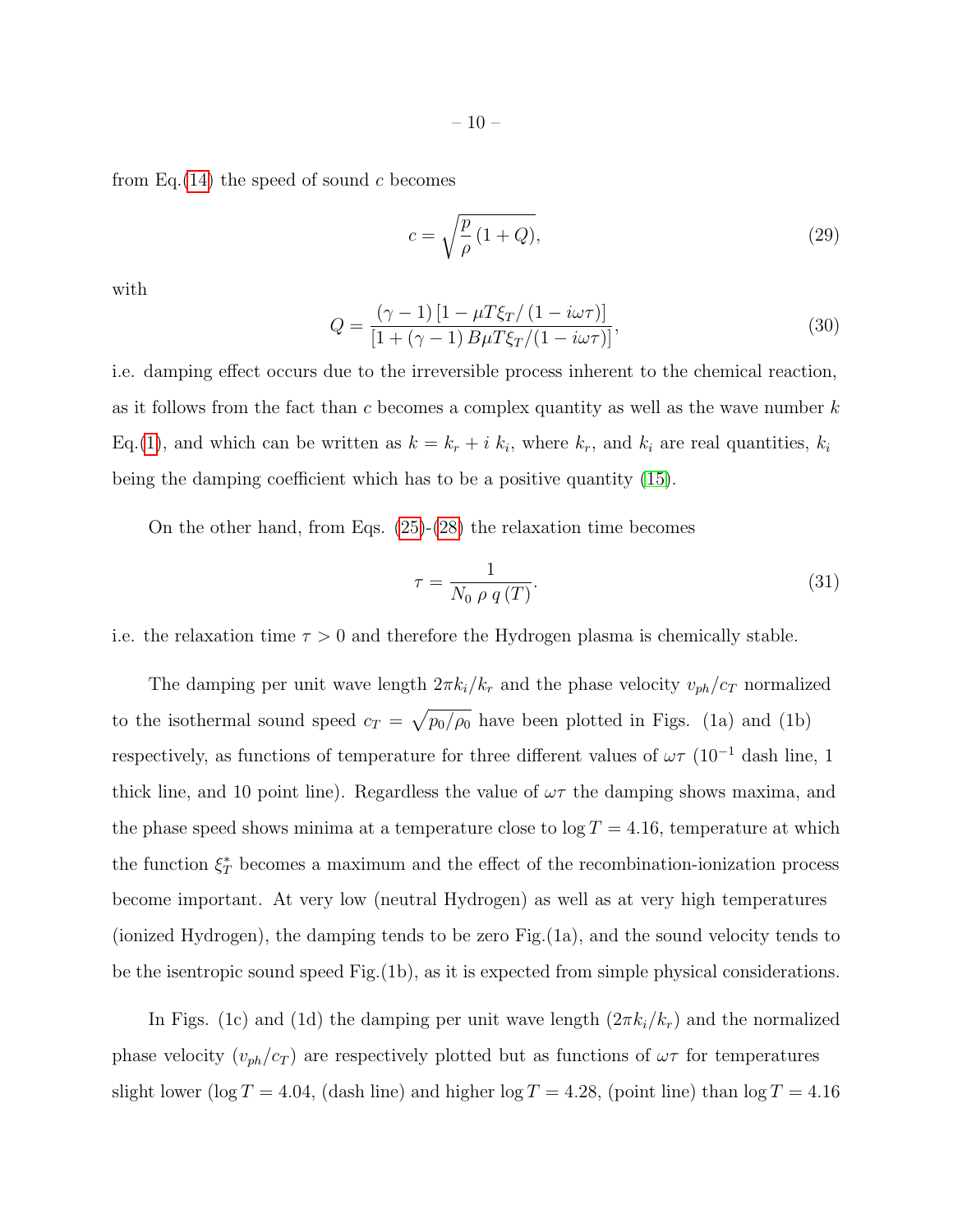from Eq.(14) the speed of sound $c$ becomes

$$c = \sqrt{\frac{p}{\rho}\,(1+Q)}, \tag{29}$$

with

$$Q = \frac{(\gamma-1)\left[1 - \mu T \xi_T / \left(1 - i\omega\tau\right)\right]}{\left[1 + (\gamma-1)\, B \mu T \xi_T / (1 - i\omega\tau)\right]}, \tag{30}$$

i.e. damping effect occurs due to the irreversible process inherent to the chemical reaction, as it follows from the fact than $c$ becomes a complex quantity as well as the wave number $k$ Eq.(1), and which can be written as $k = k_r + i\, k_i$, where $k_r$, and $k_i$ are real quantities, $k_i$ being the damping coefficient which has to be a positive quantity (15).

On the other hand, from Eqs. (25)-(28) the relaxation time becomes

$$\tau = \frac{1}{N_0\; \rho\; q\,(T)}. \tag{31}$$

i.e. the relaxation time $\tau > 0$ and therefore the Hydrogen plasma is chemically stable.

The damping per unit wave length $2\pi k_i / k_r$ and the phase velocity $v_{ph}/c_T$ normalized to the isothermal sound speed $c_T = \sqrt{p_0/\rho_0}$ have been plotted in Figs. (1a) and (1b) respectively, as functions of temperature for three different values of $\omega\tau$ ($10^{-1}$ dash line, 1 thick line, and 10 point line). Regardless the value of $\omega\tau$ the damping shows maxima, and the phase speed shows minima at a temperature close to $\log T = 4.16$, temperature at which the function $\xi_T^*$ becomes a maximum and the effect of the recombination-ionization process become important. At very low (neutral Hydrogen) as well as at very high temperatures (ionized Hydrogen), the damping tends to be zero Fig.(1a), and the sound velocity tends to be the isentropic sound speed Fig.(1b), as it is expected from simple physical considerations.

In Figs. (1c) and (1d) the damping per unit wave length ($2\pi k_i / k_r$) and the normalized phase velocity ($v_{ph}/c_T$) are respectively plotted but as functions of $\omega\tau$ for temperatures slight lower ($\log T = 4.04$, (dash line) and higher $\log T = 4.28$, (point line) than $\log T = 4.16$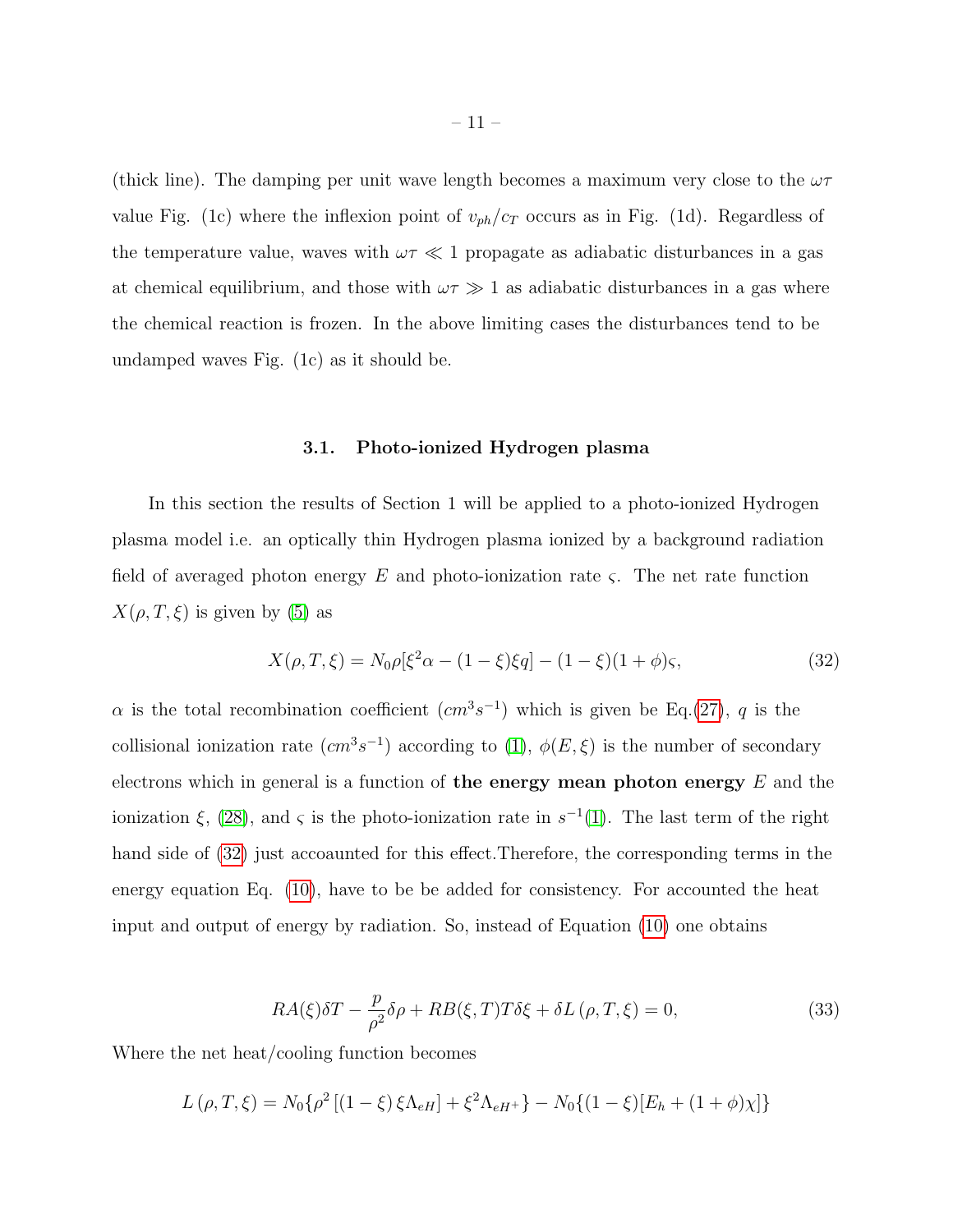(thick line). The damping per unit wave length becomes a maximum very close to the $\omega\tau$ value Fig. (1c) where the inflexion point of $v_{ph}/c_T$ occurs as in Fig. (1d). Regardless of the temperature value, waves with $\omega\tau \ll 1$ propagate as adiabatic disturbances in a gas at chemical equilibrium, and those with $\omega\tau \gg 1$ as adiabatic disturbances in a gas where the chemical reaction is frozen. In the above limiting cases the disturbances tend to be undamped waves Fig. (1c) as it should be.

### 3.1. Photo-ionized Hydrogen plasma

In this section the results of Section 1 will be applied to a photo-ionized Hydrogen plasma model i.e. an optically thin Hydrogen plasma ionized by a background radiation field of averaged photon energy $E$ and photo-ionization rate $\varsigma$. The net rate function $X(\rho, T, \xi)$ is given by (5) as

$$X(\rho, T, \xi) = N_0\rho[\xi^2\alpha - (1-\xi)\xi q] - (1-\xi)(1+\phi)\varsigma, \tag{32}$$

$\alpha$ is the total recombination coefficient ($cm^3s^{-1}$) which is given be Eq.(27), $q$ is the collisional ionization rate ($cm^3s^{-1}$) according to (1), $\phi(E, \xi)$ is the number of secondary electrons which in general is a function of **the energy mean photon energy** $E$ and the ionization $\xi$, (28), and $\varsigma$ is the photo-ionization rate in $s^{-1}$(1). The last term of the right hand side of (32) just accoaunted for this effect.Therefore, the corresponding terms in the energy equation Eq. (10), have to be be added for consistency. For accounted the heat input and output of energy by radiation. So, instead of Equation (10) one obtains

$$RA(\xi)\delta T - \frac{p}{\rho^2}\delta\rho + RB(\xi, T)T\delta\xi + \delta L(\rho, T, \xi) = 0, \tag{33}$$

Where the net heat/cooling function becomes

$$L(\rho, T, \xi) = N_0\{\rho^2[(1-\xi)\xi\Lambda_{eH}] + \xi^2\Lambda_{eH^+}\} - N_0\{(1-\xi)[E_h + (1+\phi)\chi]\}$$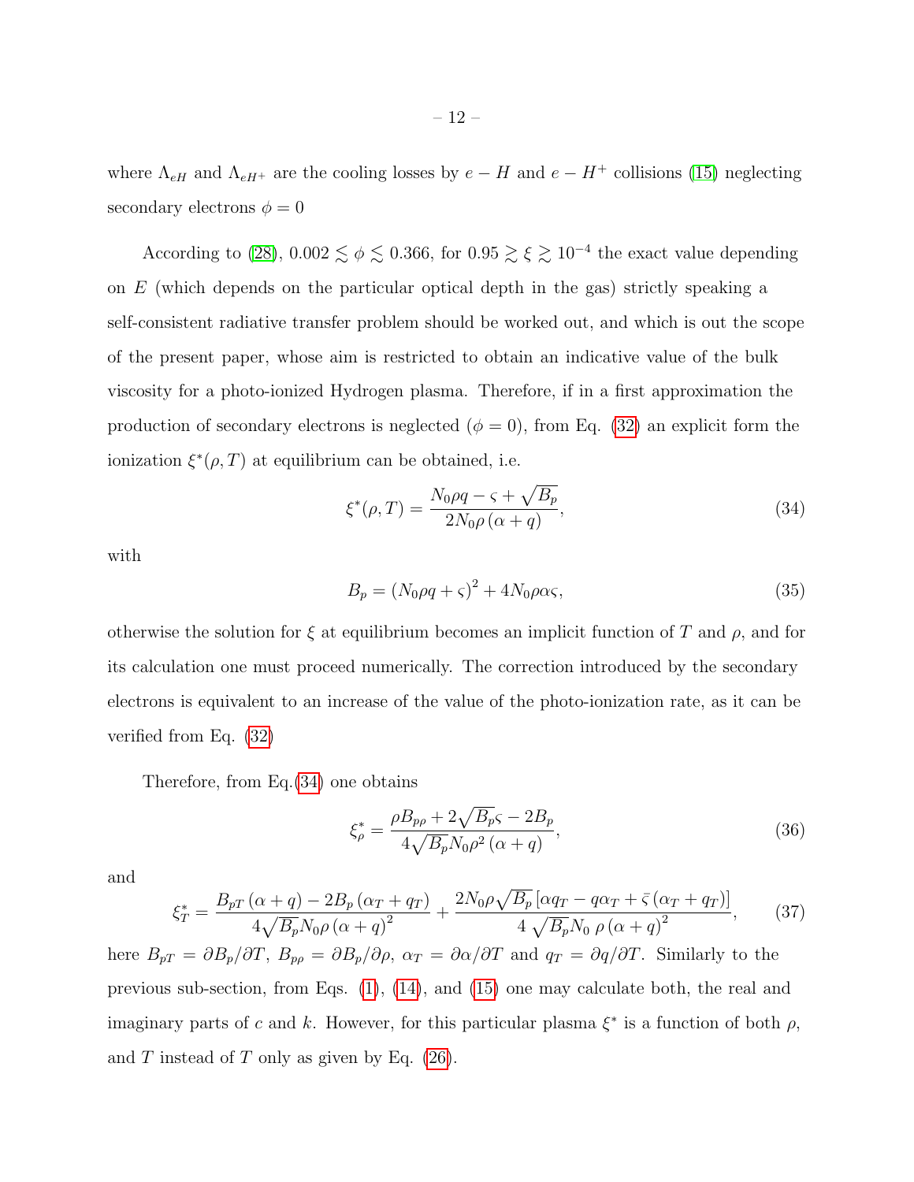where $\Lambda_{eH}$ and $\Lambda_{eH^+}$ are the cooling losses by $e-H$ and $e-H^+$ collisions (15) neglecting secondary electrons $\phi = 0$

According to (28), $0.002 \lesssim \phi \lesssim 0.366$, for $0.95 \gtrsim \xi \gtrsim 10^{-4}$ the exact value depending on $E$ (which depends on the particular optical depth in the gas) strictly speaking a self-consistent radiative transfer problem should be worked out, and which is out the scope of the present paper, whose aim is restricted to obtain an indicative value of the bulk viscosity for a photo-ionized Hydrogen plasma. Therefore, if in a first approximation the production of secondary electrons is neglected ($\phi = 0$), from Eq. (32) an explicit form the ionization $\xi^*(\rho, T)$ at equilibrium can be obtained, i.e.

$$\xi^*(\rho, T) = \frac{N_0 \rho q - \varsigma + \sqrt{B_p}}{2 N_0 \rho \left(\alpha + q\right)}, \tag{34}$$

with

$$B_p = \left(N_0 \rho q + \varsigma\right)^2 + 4 N_0 \rho \alpha \varsigma, \tag{35}$$

otherwise the solution for $\xi$ at equilibrium becomes an implicit function of $T$ and $\rho$, and for its calculation one must proceed numerically. The correction introduced by the secondary electrons is equivalent to an increase of the value of the photo-ionization rate, as it can be verified from Eq. (32)

Therefore, from Eq.(34) one obtains

$$\xi^*_\rho = \frac{\rho B_{p\rho} + 2\sqrt{B_p}\varsigma - 2 B_p}{4\sqrt{B_p} N_0 \rho^2 \left(\alpha + q\right)}, \tag{36}$$

and

$$\xi^*_T = \frac{B_{pT}\left(\alpha + q\right) - 2 B_p \left(\alpha_T + q_T\right)}{4\sqrt{B_p} N_0 \rho \left(\alpha + q\right)^2} + \frac{2 N_0 \rho \sqrt{B_p}\left[\alpha q_T - q \alpha_T + \bar{\varsigma}\left(\alpha_T + q_T\right)\right]}{4\sqrt{B_p} N_0 \ \rho \left(\alpha + q\right)^2}, \tag{37}$$

here $B_{pT} = \partial B_p / \partial T$, $B_{p\rho} = \partial B_p / \partial \rho$, $\alpha_T = \partial \alpha / \partial T$ and $q_T = \partial q / \partial T$. Similarly to the previous sub-section, from Eqs. (1), (14), and (15) one may calculate both, the real and imaginary parts of $c$ and $k$. However, for this particular plasma $\xi^*$ is a function of both $\rho$, and $T$ instead of $T$ only as given by Eq. (26).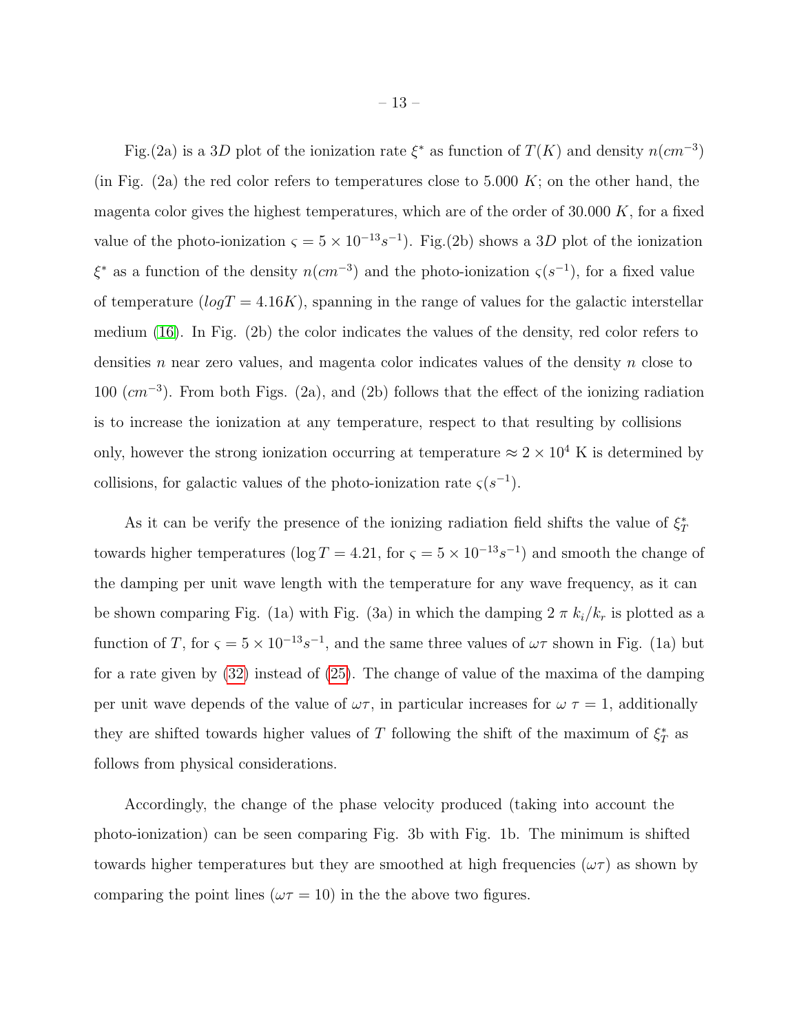Fig.(2a) is a $3D$ plot of the ionization rate $\xi^*$ as function of $T(K)$ and density $n(cm^{-3})$ (in Fig. (2a) the red color refers to temperatures close to 5.000 $K$; on the other hand, the magenta color gives the highest temperatures, which are of the order of 30.000 $K$, for a fixed value of the photo-ionization $\varsigma = 5 \times 10^{-13} s^{-1}$). Fig.(2b) shows a $3D$ plot of the ionization $\xi^*$ as a function of the density $n(cm^{-3})$ and the photo-ionization $\varsigma(s^{-1})$, for a fixed value of temperature ($logT = 4.16K$), spanning in the range of values for the galactic interstellar medium (16). In Fig. (2b) the color indicates the values of the density, red color refers to densities $n$ near zero values, and magenta color indicates values of the density $n$ close to 100 ($cm^{-3}$). From both Figs. (2a), and (2b) follows that the effect of the ionizing radiation is to increase the ionization at any temperature, respect to that resulting by collisions only, however the strong ionization occurring at temperature $\approx 2 \times 10^4$ K is determined by collisions, for galactic values of the photo-ionization rate $\varsigma(s^{-1})$.

As it can be verify the presence of the ionizing radiation field shifts the value of $\xi^*_T$ towards higher temperatures ($\log T = 4.21$, for $\varsigma = 5 \times 10^{-13} s^{-1}$) and smooth the change of the damping per unit wave length with the temperature for any wave frequency, as it can be shown comparing Fig. (1a) with Fig. (3a) in which the damping $2\,\pi\; k_i/k_r$ is plotted as a function of $T$, for $\varsigma = 5 \times 10^{-13} s^{-1}$, and the same three values of $\omega\tau$ shown in Fig. (1a) but for a rate given by (32) instead of (25). The change of value of the maxima of the damping per unit wave depends of the value of $\omega\tau$, in particular increases for $\omega\;\tau = 1$, additionally they are shifted towards higher values of $T$ following the shift of the maximum of $\xi^*_T$ as follows from physical considerations.

Accordingly, the change of the phase velocity produced (taking into account the photo-ionization) can be seen comparing Fig. 3b with Fig. 1b. The minimum is shifted towards higher temperatures but they are smoothed at high frequencies ($\omega\tau$) as shown by comparing the point lines ($\omega\tau = 10$) in the the above two figures.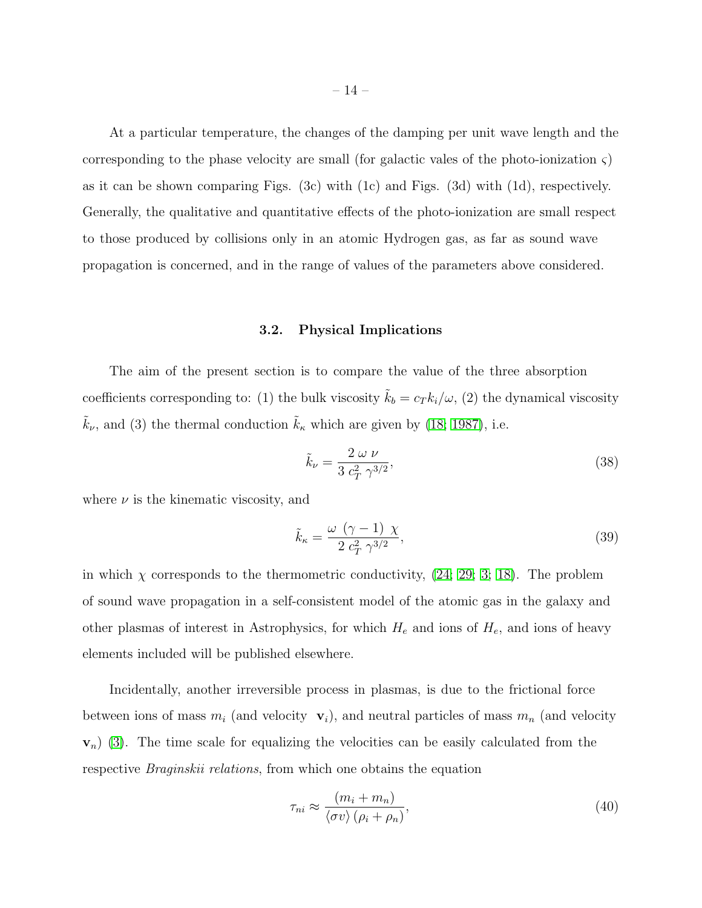At a particular temperature, the changes of the damping per unit wave length and the corresponding to the phase velocity are small (for galactic vales of the photo-ionization $\varsigma$) as it can be shown comparing Figs. (3c) with (1c) and Figs. (3d) with (1d), respectively. Generally, the qualitative and quantitative effects of the photo-ionization are small respect to those produced by collisions only in an atomic Hydrogen gas, as far as sound wave propagation is concerned, and in the range of values of the parameters above considered.

### 3.2. Physical Implications

The aim of the present section is to compare the value of the three absorption coefficients corresponding to: (1) the bulk viscosity $\tilde{k}_b = c_T k_i/\omega$, (2) the dynamical viscosity $\tilde{k}_\nu$, and (3) the thermal conduction $\tilde{k}_\kappa$ which are given by (18; 1987), i.e.

$$\tilde{k}_\nu = \frac{2\ \omega\ \nu}{3\ c_T^2\ \gamma^{3/2}}, \tag{38}$$

where $\nu$ is the kinematic viscosity, and

$$\tilde{k}_\kappa = \frac{\omega\ (\gamma - 1)\ \chi}{2\ c_T^2\ \gamma^{3/2}}, \tag{39}$$

in which $\chi$ corresponds to the thermometric conductivity, (24; 29; 3; 18). The problem of sound wave propagation in a self-consistent model of the atomic gas in the galaxy and other plasmas of interest in Astrophysics, for which $H_e$ and ions of $H_e$, and ions of heavy elements included will be published elsewhere.

Incidentally, another irreversible process in plasmas, is due to the frictional force between ions of mass $m_i$ (and velocity $\mathbf{v}_i$), and neutral particles of mass $m_n$ (and velocity $\mathbf{v}_n$) (3). The time scale for equalizing the velocities can be easily calculated from the respective *Braginskii relations*, from which one obtains the equation

$$\tau_{ni} \approx \frac{(m_i + m_n)}{\langle \sigma v \rangle\,(\rho_i + \rho_n)}, \tag{40}$$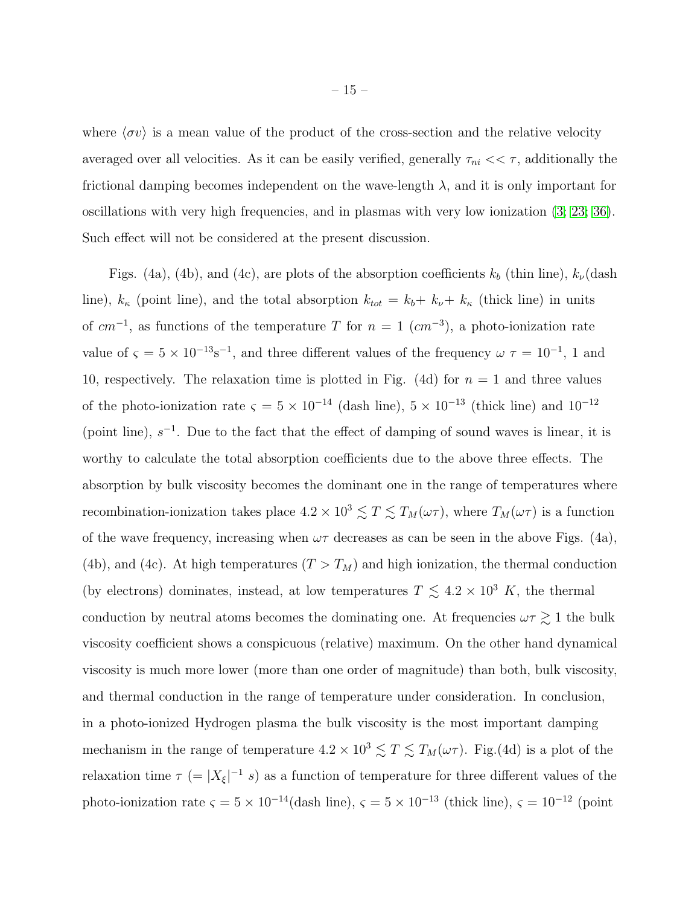where $\langle \sigma v \rangle$ is a mean value of the product of the cross-section and the relative velocity averaged over all velocities. As it can be easily verified, generally $\tau_{ni} << \tau$, additionally the frictional damping becomes independent on the wave-length $\lambda$, and it is only important for oscillations with very high frequencies, and in plasmas with very low ionization ([3; 23; 36]). Such effect will not be considered at the present discussion.

Figs. (4a), (4b), and (4c), are plots of the absorption coefficients $k_b$ (thin line), $k_\nu$(dash line), $k_\kappa$ (point line), and the total absorption $k_{tot} = k_b + k_\nu + k_\kappa$ (thick line) in units of $cm^{-1}$, as functions of the temperature $T$ for $n = 1$ $(cm^{-3})$, a photo-ionization rate value of $\varsigma = 5 \times 10^{-13}\mathrm{s}^{-1}$, and three different values of the frequency $\omega\ \tau = 10^{-1}$, 1 and 10, respectively. The relaxation time is plotted in Fig. (4d) for $n = 1$ and three values of the photo-ionization rate $\varsigma = 5 \times 10^{-14}$ (dash line), $5 \times 10^{-13}$ (thick line) and $10^{-12}$ (point line), $s^{-1}$. Due to the fact that the effect of damping of sound waves is linear, it is worthy to calculate the total absorption coefficients due to the above three effects. The absorption by bulk viscosity becomes the dominant one in the range of temperatures where recombination-ionization takes place $4.2 \times 10^3 \lesssim T \lesssim T_M(\omega\tau)$, where $T_M(\omega\tau)$ is a function of the wave frequency, increasing when $\omega\tau$ decreases as can be seen in the above Figs. (4a), (4b), and (4c). At high temperatures ($T > T_M$) and high ionization, the thermal conduction (by electrons) dominates, instead, at low temperatures $T \lesssim 4.2 \times 10^3$ $K$, the thermal conduction by neutral atoms becomes the dominating one. At frequencies $\omega\tau \gtrsim 1$ the bulk viscosity coefficient shows a conspicuous (relative) maximum. On the other hand dynamical viscosity is much more lower (more than one order of magnitude) than both, bulk viscosity, and thermal conduction in the range of temperature under consideration. In conclusion, in a photo-ionized Hydrogen plasma the bulk viscosity is the most important damping mechanism in the range of temperature $4.2 \times 10^3 \lesssim T \lesssim T_M(\omega\tau)$. Fig.(4d) is a plot of the relaxation time $\tau$ $(= |X_\xi|^{-1}$ $s)$ as a function of temperature for three different values of the photo-ionization rate $\varsigma = 5 \times 10^{-14}$(dash line), $\varsigma = 5 \times 10^{-13}$ (thick line), $\varsigma = 10^{-12}$ (point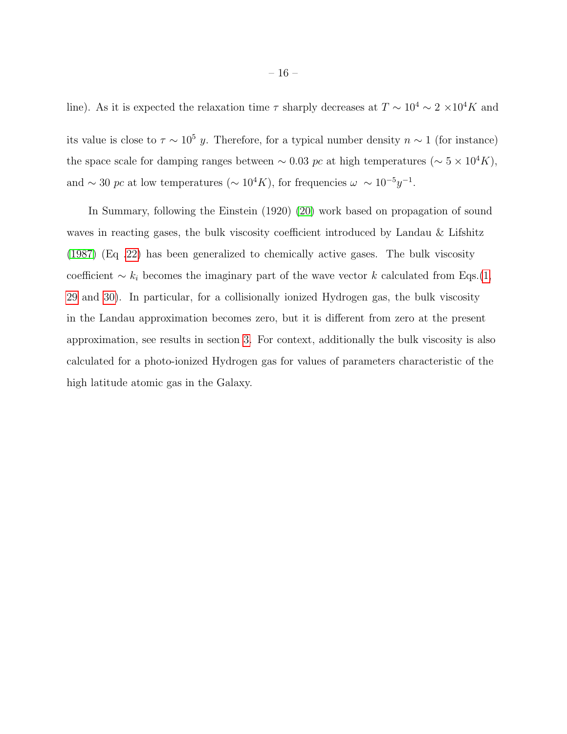line). As it is expected the relaxation time $\tau$ sharply decreases at $T \sim 10^4 \sim 2 \times 10^4 K$ and its value is close to $\tau \sim 10^5$ $y$. Therefore, for a typical number density $n \sim 1$ (for instance) the space scale for damping ranges between $\sim 0.03$ $pc$ at high temperatures ($\sim 5 \times 10^4 K$), and $\sim 30$ $pc$ at low temperatures ($\sim 10^4 K$), for frequencies $\omega \sim 10^{-5} y^{-1}$.

In Summary, following the Einstein (1920) (20) work based on propagation of sound waves in reacting gases, the bulk viscosity coefficient introduced by Landau & Lifshitz (1987) (Eq .22) has been generalized to chemically active gases. The bulk viscosity coefficient $\sim k_i$ becomes the imaginary part of the wave vector $k$ calculated from Eqs.(1, 29 and 30). In particular, for a collisionally ionized Hydrogen gas, the bulk viscosity in the Landau approximation becomes zero, but it is different from zero at the present approximation, see results in section 3. For context, additionally the bulk viscosity is also calculated for a photo-ionized Hydrogen gas for values of parameters characteristic of the high latitude atomic gas in the Galaxy.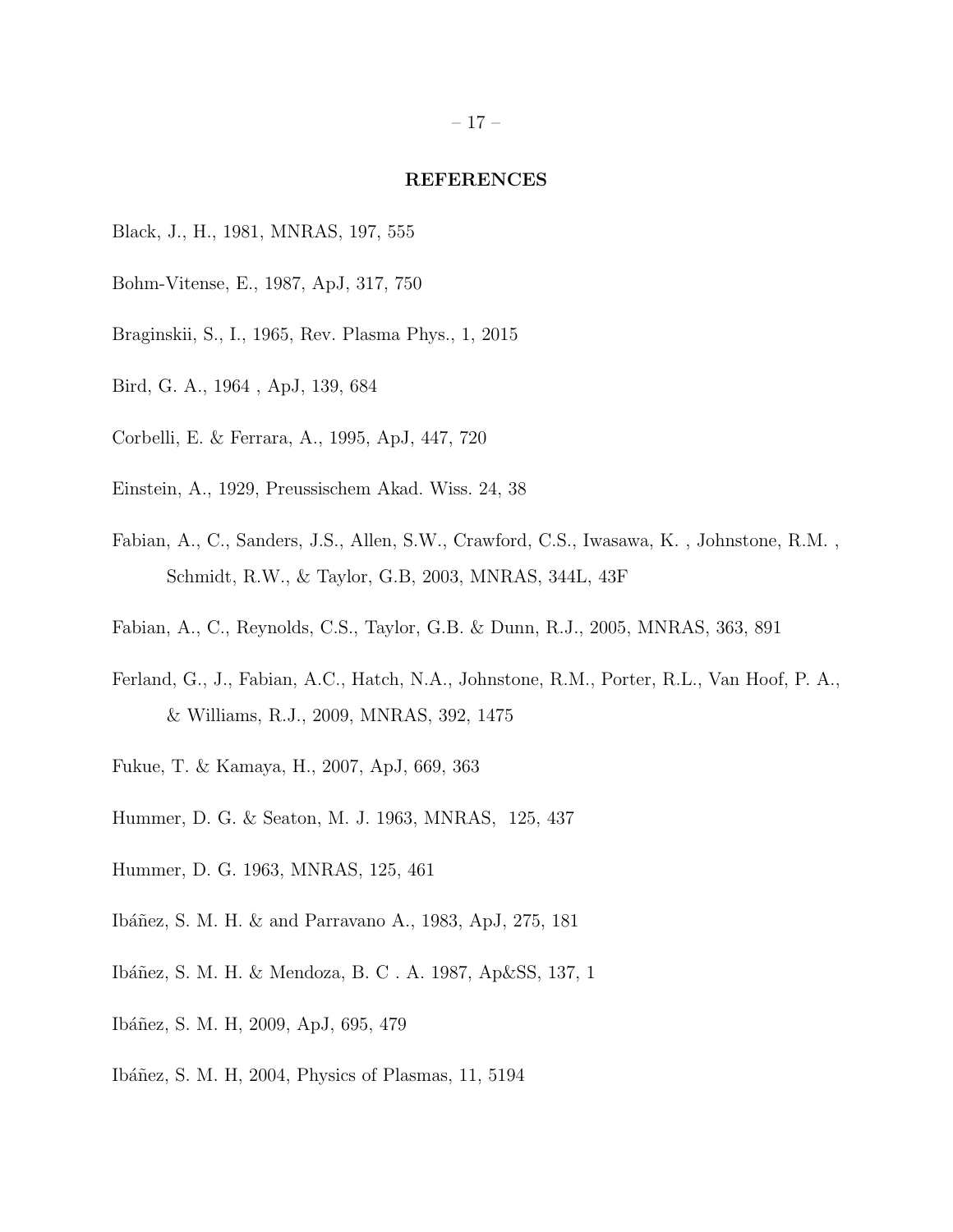## REFERENCES

Black, J., H., 1981, MNRAS, 197, 555

Bohm-Vitense, E., 1987, ApJ, 317, 750

Braginskii, S., I., 1965, Rev. Plasma Phys., 1, 2015

Bird, G. A., 1964 , ApJ, 139, 684

Corbelli, E. & Ferrara, A., 1995, ApJ, 447, 720

Einstein, A., 1929, Preussischem Akad. Wiss. 24, 38

Fabian, A., C., Sanders, J.S., Allen, S.W., Crawford, C.S., Iwasawa, K. , Johnstone, R.M. , Schmidt, R.W., & Taylor, G.B, 2003, MNRAS, 344L, 43F

Fabian, A., C., Reynolds, C.S., Taylor, G.B. & Dunn, R.J., 2005, MNRAS, 363, 891

Ferland, G., J., Fabian, A.C., Hatch, N.A., Johnstone, R.M., Porter, R.L., Van Hoof, P. A., & Williams, R.J., 2009, MNRAS, 392, 1475

Fukue, T. & Kamaya, H., 2007, ApJ, 669, 363

Hummer, D. G. & Seaton, M. J. 1963, MNRAS, 125, 437

Hummer, D. G. 1963, MNRAS, 125, 461

Ibáñez, S. M. H. & and Parravano A., 1983, ApJ, 275, 181

Ibáñez, S. M. H. & Mendoza, B. C . A. 1987, Ap&SS, 137, 1

Ibáñez, S. M. H, 2009, ApJ, 695, 479

Ibáñez, S. M. H, 2004, Physics of Plasmas, 11, 5194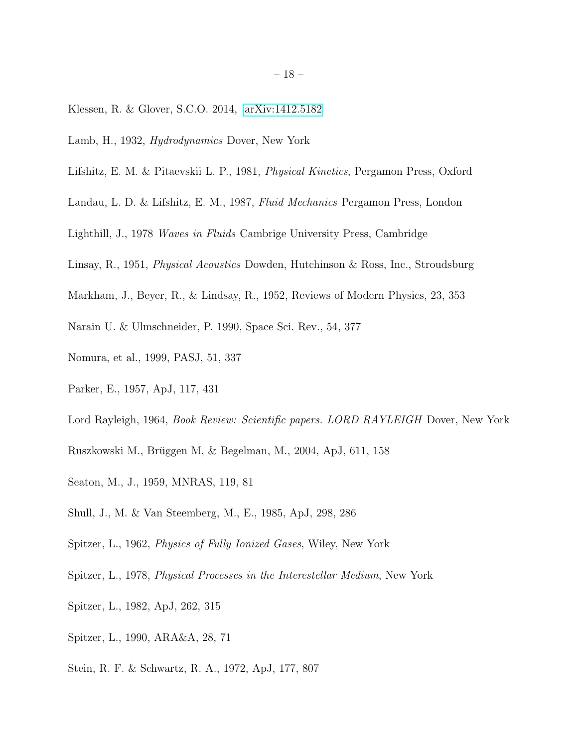Klessen, R. & Glover, S.C.O. 2014, arXiv:1412.5182

Lamb, H., 1932, *Hydrodynamics* Dover, New York

Lifshitz, E. M. & Pitaevskii L. P., 1981, *Physical Kinetics*, Pergamon Press, Oxford

Landau, L. D. & Lifshitz, E. M., 1987, *Fluid Mechanics* Pergamon Press, London

Lighthill, J., 1978 *Waves in Fluids* Cambrige University Press, Cambridge

Linsay, R., 1951, *Physical Acoustics* Dowden, Hutchinson & Ross, Inc., Stroudsburg

Markham, J., Beyer, R., & Lindsay, R., 1952, Reviews of Modern Physics, 23, 353

Narain U. & Ulmschneider, P. 1990, Space Sci. Rev., 54, 377

Nomura, et al., 1999, PASJ, 51, 337

Parker, E., 1957, ApJ, 117, 431

Lord Rayleigh, 1964, *Book Review: Scientific papers. LORD RAYLEIGH* Dover, New York

Ruszkowski M., Brüggen M, & Begelman, M., 2004, ApJ, 611, 158

Seaton, M., J., 1959, MNRAS, 119, 81

Shull, J., M. & Van Steemberg, M., E., 1985, ApJ, 298, 286

Spitzer, L., 1962, *Physics of Fully Ionized Gases*, Wiley, New York

Spitzer, L., 1978, *Physical Processes in the Interestellar Medium*, New York

Spitzer, L., 1982, ApJ, 262, 315

Spitzer, L., 1990, ARA&A, 28, 71

Stein, R. F. & Schwartz, R. A., 1972, ApJ, 177, 807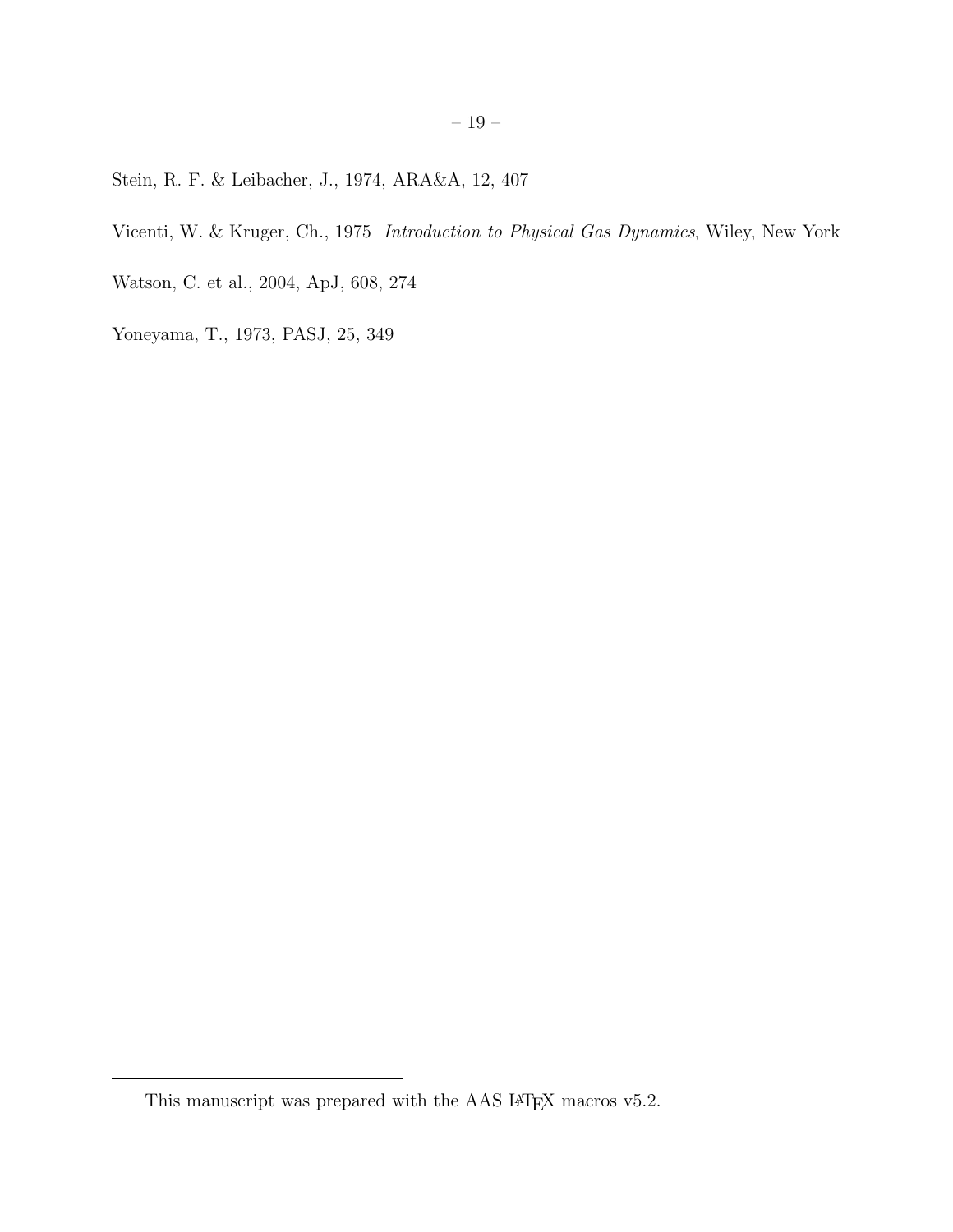Stein, R. F. & Leibacher, J., 1974, ARA&A, 12, 407

Vicenti, W. & Kruger, Ch., 1975 *Introduction to Physical Gas Dynamics*, Wiley, New York

Watson, C. et al., 2004, ApJ, 608, 274

Yoneyama, T., 1973, PASJ, 25, 349

---

This manuscript was prepared with the AAS LATEX macros v5.2.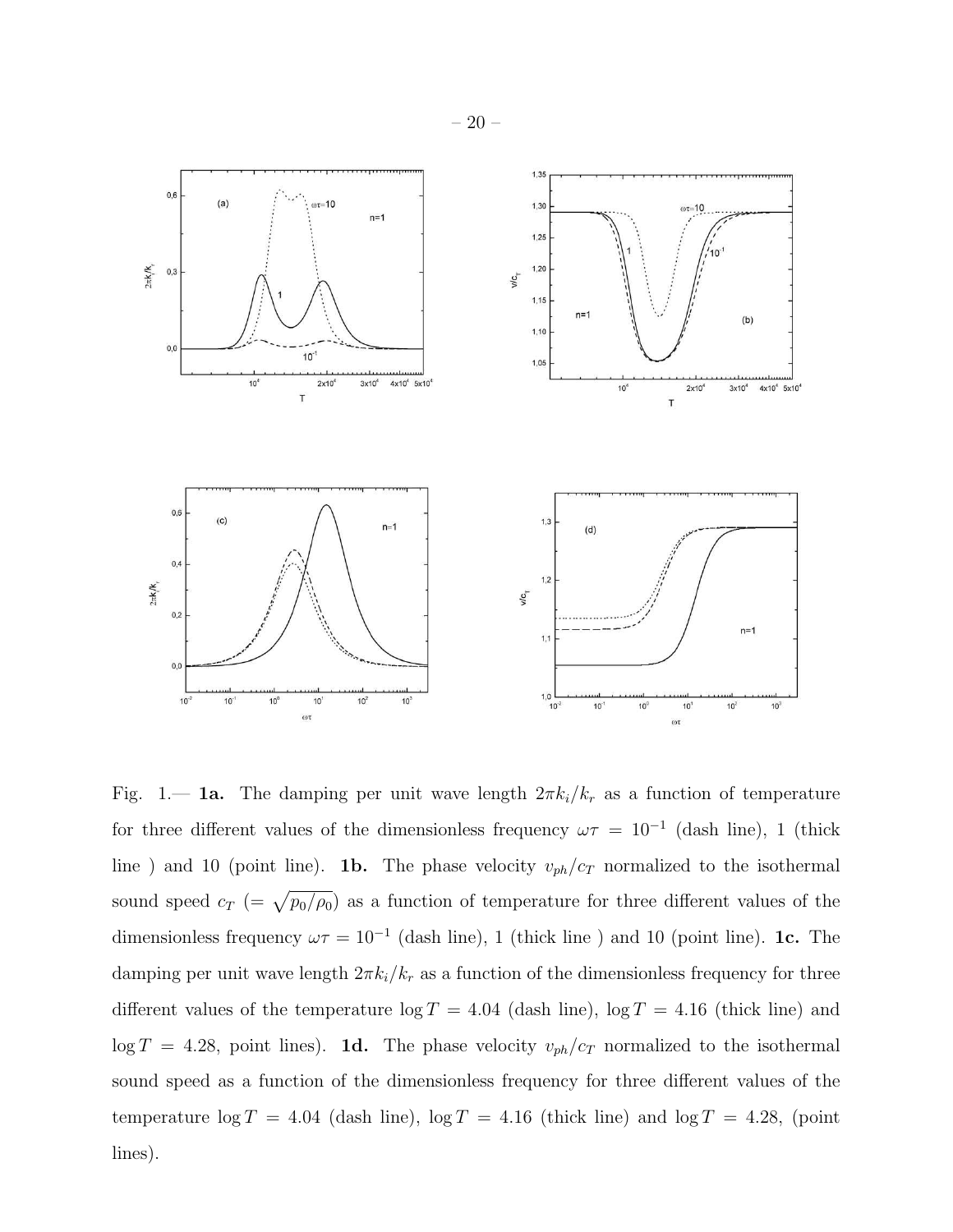Fig. 1.— **1a.** The damping per unit wave length $2\pi k_i/k_r$ as a function of temperature for three different values of the dimensionless frequency $\omega\tau = 10^{-1}$ (dash line), 1 (thick line ) and 10 (point line). **1b.** The phase velocity $v_{ph}/c_T$ normalized to the isothermal sound speed $c_T$ $(= \sqrt{p_0/\rho_0})$ as a function of temperature for three different values of the dimensionless frequency $\omega\tau = 10^{-1}$ (dash line), 1 (thick line ) and 10 (point line). **1c.** The damping per unit wave length $2\pi k_i/k_r$ as a function of the dimensionless frequency for three different values of the temperature $\log T = 4.04$ (dash line), $\log T = 4.16$ (thick line) and $\log T = 4.28$, point lines). **1d.** The phase velocity $v_{ph}/c_T$ normalized to the isothermal sound speed as a function of the dimensionless frequency for three different values of the temperature $\log T = 4.04$ (dash line), $\log T = 4.16$ (thick line) and $\log T = 4.28$, (point lines).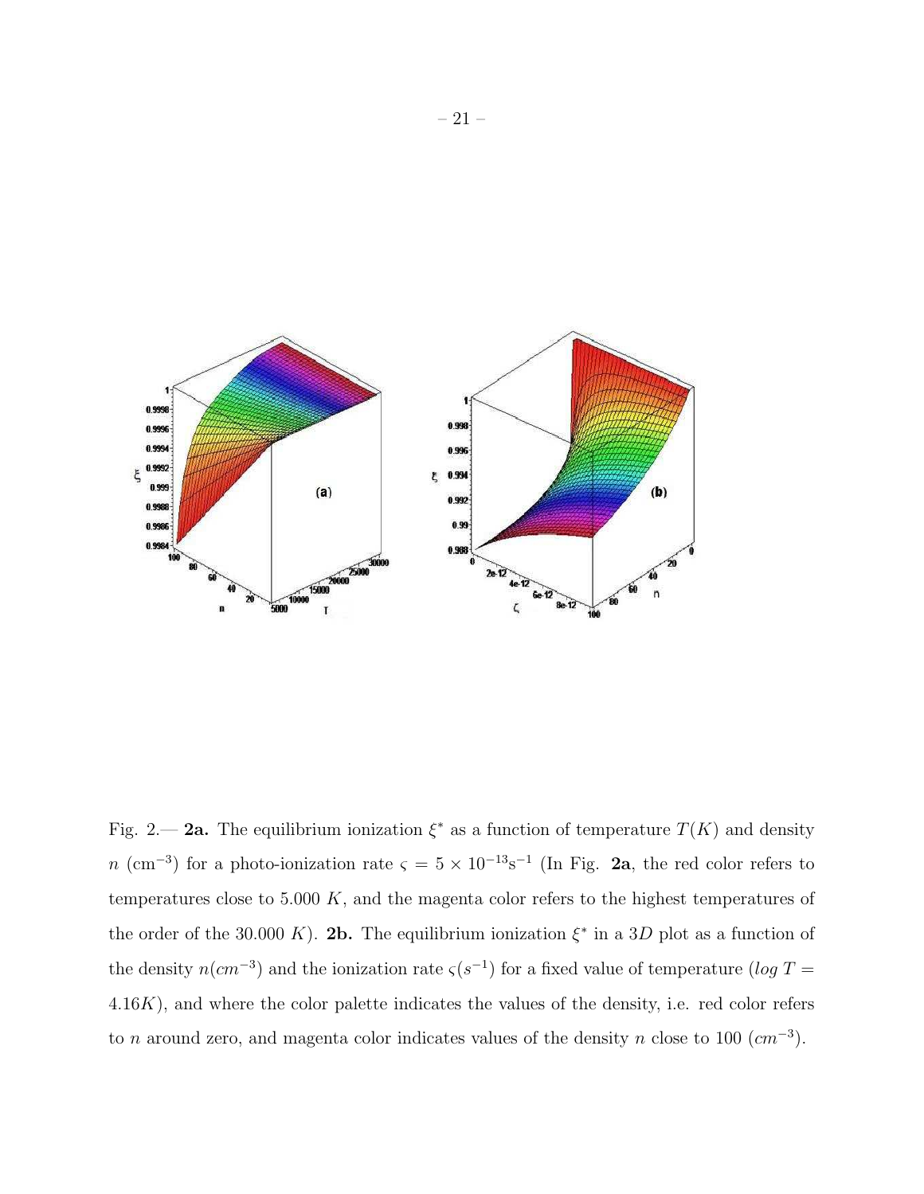Fig. 2.— **2a.** The equilibrium ionization $\xi^*$ as a function of temperature $T(K)$ and density $n$ ($\mathrm{cm}^{-3}$) for a photo-ionization rate $\varsigma = 5 \times 10^{-13}\mathrm{s}^{-1}$ (In Fig. **2a**, the red color refers to temperatures close to 5.000 $K$, and the magenta color refers to the highest temperatures of the order of the 30.000 $K$). **2b.** The equilibrium ionization $\xi^*$ in a $3D$ plot as a function of the density $n(cm^{-3})$ and the ionization rate $\varsigma(s^{-1})$ for a fixed value of temperature ($log\ T = 4.16K$), and where the color palette indicates the values of the density, i.e. red color refers to $n$ around zero, and magenta color indicates values of the density $n$ close to 100 ($cm^{-3}$).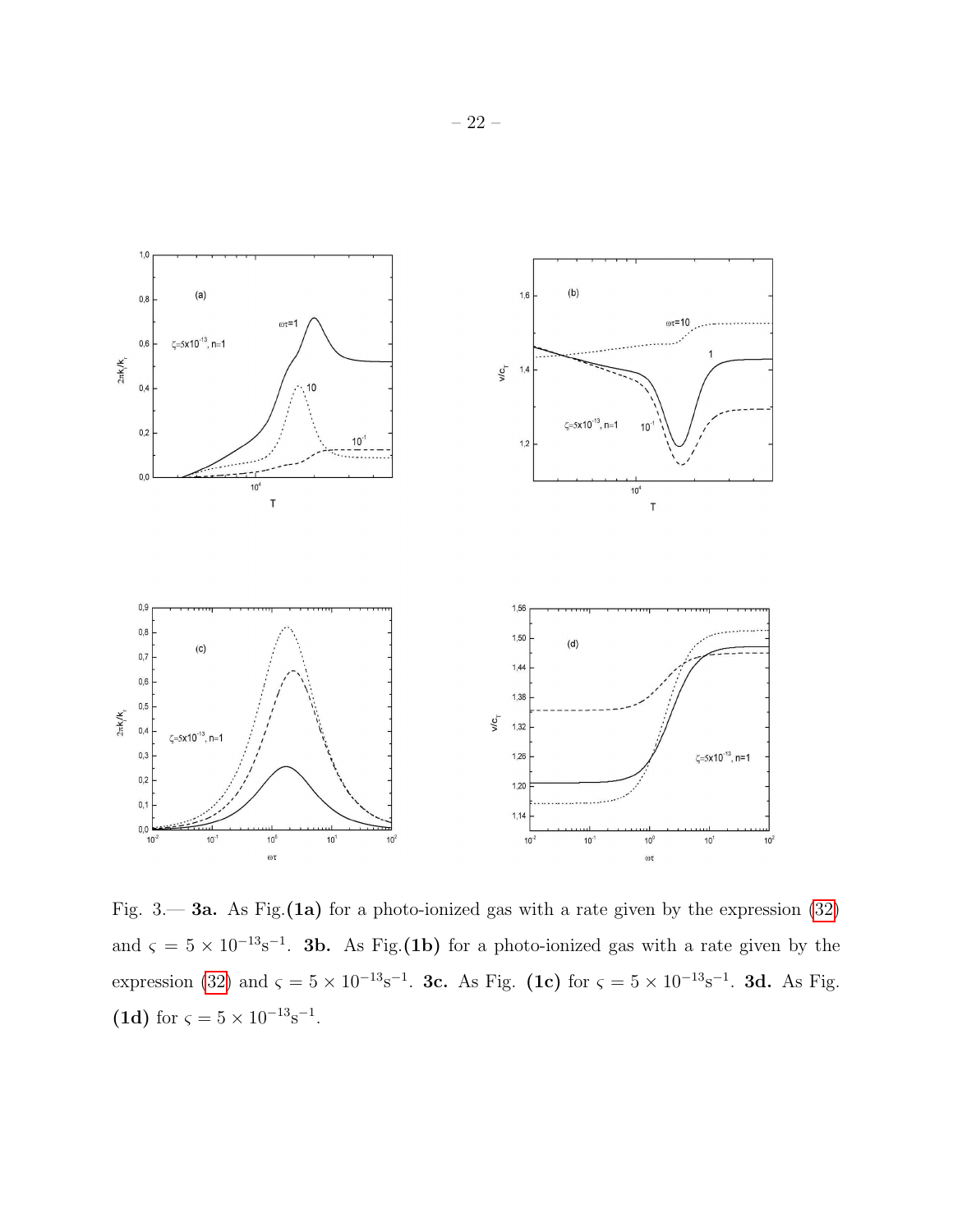Fig. 3.— **3a.** As Fig.**(1a)** for a photo-ionized gas with a rate given by the expression (32) and $\varsigma = 5 \times 10^{-13} \mathrm{s}^{-1}$. **3b.** As Fig.**(1b)** for a photo-ionized gas with a rate given by the expression (32) and $\varsigma = 5 \times 10^{-13} \mathrm{s}^{-1}$. **3c.** As Fig. **(1c)** for $\varsigma = 5 \times 10^{-13} \mathrm{s}^{-1}$. **3d.** As Fig. **(1d)** for $\varsigma = 5 \times 10^{-13} \mathrm{s}^{-1}$.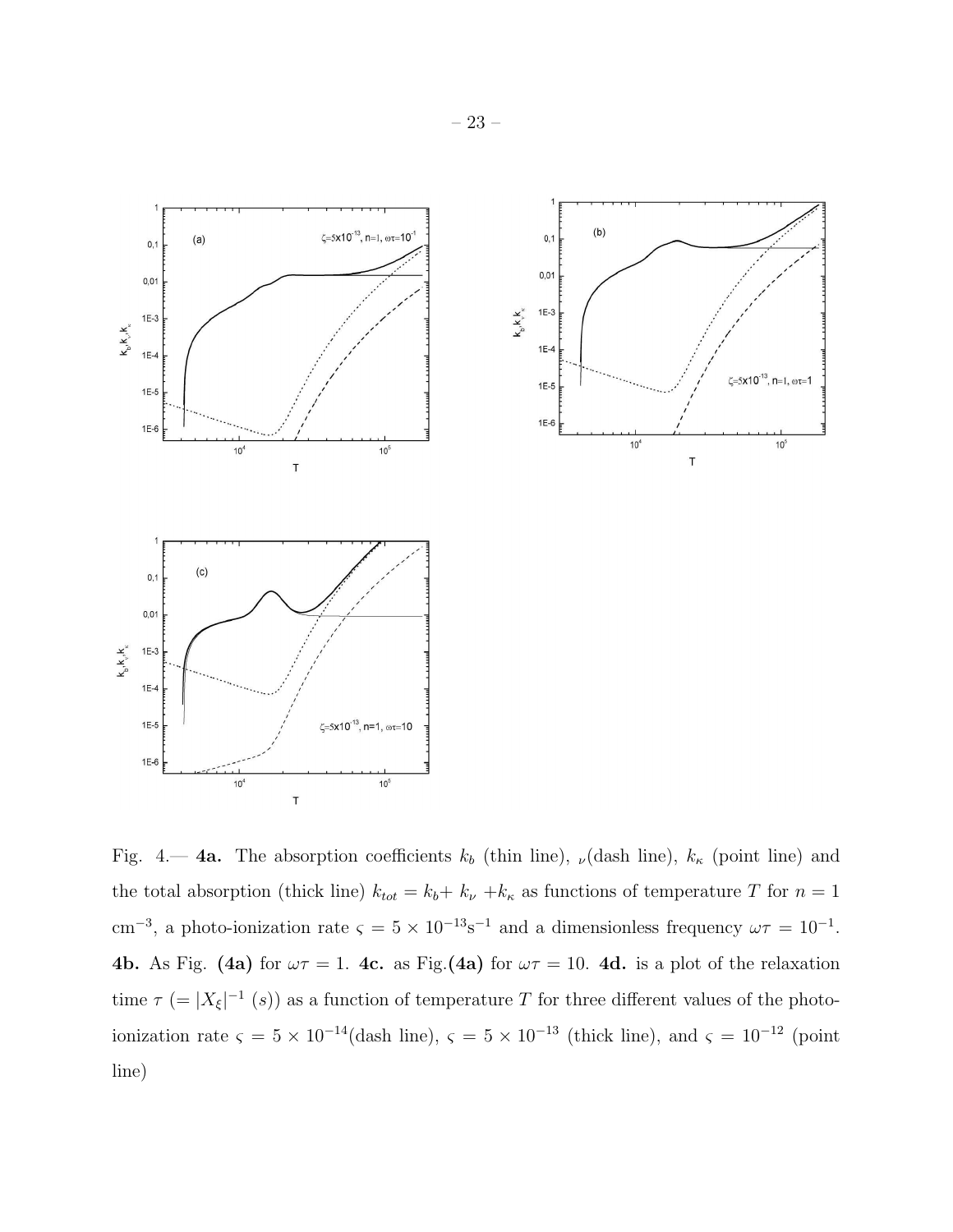(a)

ζ=5x10$^{-13}$, n=1, ωτ=10$^{-1}$

k$_b$,k$_ν$,k$_κ$

1

0,1

0,01

1E-3

1E-4

1E-5

1E-6

10$^4$

10$^5$

T

(b)

ζ=5x10$^{-13}$, n=1, ωτ=1

k$_b$,k$_ν$,k$_κ$

1

0,1

0,01

1E-3

1E-4

1E-5

1E-6

10$^4$

10$^5$

T

(c)

ζ=5x10$^{-13}$, n=1, ωτ=10

k$_b$,k$_ν$,k$_κ$

1

0,1

0,01

1E-3

1E-4

1E-5

1E-6

10$^4$

10$^5$

T

Fig. 4.— **4a.** The absorption coefficients $k_b$ (thin line), $_\nu$(dash line), $k_\kappa$ (point line) and the total absorption (thick line) $k_{tot} = k_b + k_\nu + k_\kappa$ as functions of temperature $T$ for $n = 1$ cm$^{-3}$, a photo-ionization rate $\varsigma = 5 \times 10^{-13}$s$^{-1}$ and a dimensionless frequency $\omega\tau = 10^{-1}$. **4b.** As Fig. **(4a)** for $\omega\tau = 1$. **4c.** as Fig.**(4a)** for $\omega\tau = 10$. **4d.** is a plot of the relaxation time $\tau$ $(= |X_\xi|^{-1}\ (s))$ as a function of temperature $T$ for three different values of the photo-ionization rate $\varsigma = 5 \times 10^{-14}$(dash line), $\varsigma = 5 \times 10^{-13}$ (thick line), and $\varsigma = 10^{-12}$ (point line)